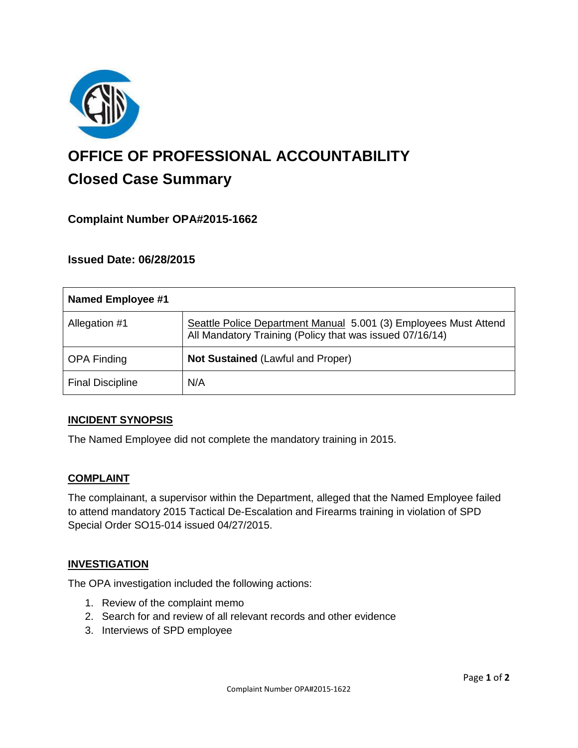# OFFICE OF PROFESSIONAL ACCOUNTABILITY

## Closed Case Summary

### Complaint Number OPA#2015-1662

### Issued Date: 06/28/2015

| Named Employee #1 | |
|---|---|
| Allegation #1 | Seattle Police Department Manual 5.001 (3) Employees Must Attend All Mandatory Training (Policy that was issued 07/16/14) |
| OPA Finding | **Not Sustained** (Lawful and Proper) |
| Final Discipline | N/A |

**INCIDENT SYNOPSIS**

The Named Employee did not complete the mandatory training in 2015.

**COMPLAINT**

The complainant, a supervisor within the Department, alleged that the Named Employee failed to attend mandatory 2015 Tactical De-Escalation and Firearms training in violation of SPD Special Order SO15-014 issued 04/27/2015.

**INVESTIGATION**

The OPA investigation included the following actions:

1. Review of the complaint memo
2. Search for and review of all relevant records and other evidence
3. Interviews of SPD employee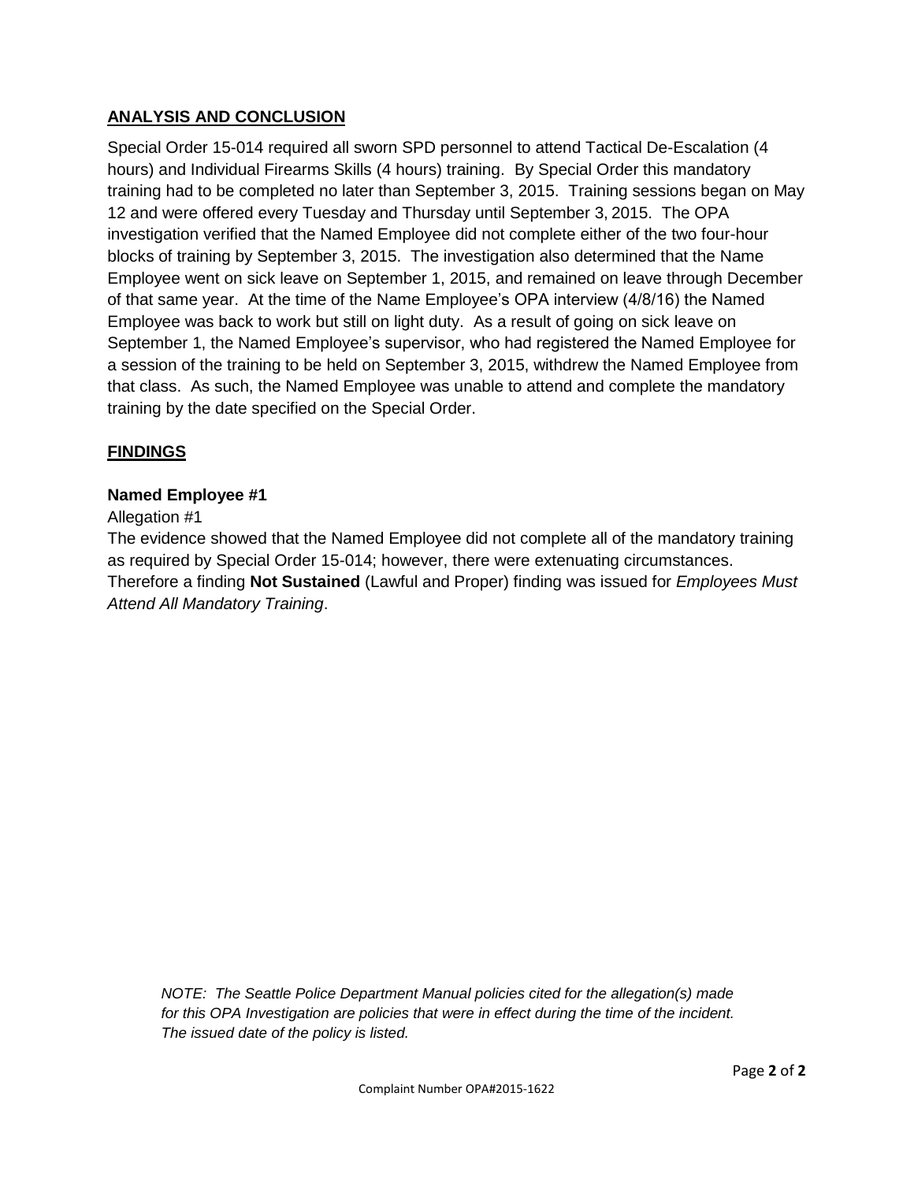## ANALYSIS AND CONCLUSION

Special Order 15-014 required all sworn SPD personnel to attend Tactical De-Escalation (4 hours) and Individual Firearms Skills (4 hours) training. By Special Order this mandatory training had to be completed no later than September 3, 2015. Training sessions began on May 12 and were offered every Tuesday and Thursday until September 3, 2015. The OPA investigation verified that the Named Employee did not complete either of the two four-hour blocks of training by September 3, 2015. The investigation also determined that the Name Employee went on sick leave on September 1, 2015, and remained on leave through December of that same year. At the time of the Name Employee's OPA interview (4/8/16) the Named Employee was back to work but still on light duty. As a result of going on sick leave on September 1, the Named Employee's supervisor, who had registered the Named Employee for a session of the training to be held on September 3, 2015, withdrew the Named Employee from that class. As such, the Named Employee was unable to attend and complete the mandatory training by the date specified on the Special Order.

## FINDINGS

**Named Employee #1**

Allegation #1

The evidence showed that the Named Employee did not complete all of the mandatory training as required by Special Order 15-014; however, there were extenuating circumstances. Therefore a finding **Not Sustained** (Lawful and Proper) finding was issued for *Employees Must Attend All Mandatory Training*.

*NOTE: The Seattle Police Department Manual policies cited for the allegation(s) made for this OPA Investigation are policies that were in effect during the time of the incident. The issued date of the policy is listed.*

Complaint Number OPA#2015-1622